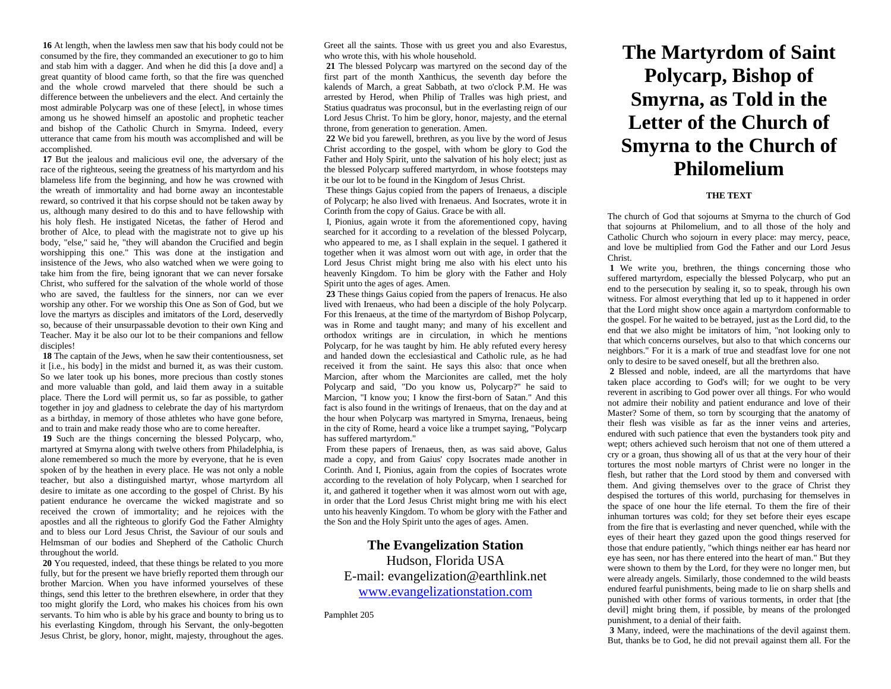**16** At length, when the lawless men saw that his body could not be consumed by the fire, they commanded an executioner to go to him and stab him with a dagger. And when he did this [a dove and] a great quantity of blood came forth, so that the fire was quenched and the whole crowd marveled that there should be such a difference between the unbelievers and the elect. And certainly the most admirable Polycarp was one of these [elect], in whose times among us he showed himself an apostolic and prophetic teacher and bishop of the Catholic Church in Smyrna. Indeed, every utterance that came from his mouth was accomplished and will be accomplished.

**17** But the jealous and malicious evil one, the adversary of the race of the righteous, seeing the greatness of his martyrdom and his blameless life from the beginning, and how he was crowned with the wreath of immortality and had borne away an incontestable reward, so contrived it that his corpse should not be taken away by us, although many desired to do this and to have fellowship with his holy flesh. He instigated Nicetas, the father of Herod and brother of Alce, to plead with the magistrate not to give up his body, "else," said he, "they will abandon the Crucified and begin worshipping this one." This was done at the instigation and insistence of the Jews, who also watched when we were going to take him from the fire, being ignorant that we can never forsake Christ, who suffered for the salvation of the whole world of those who are saved, the faultless for the sinners, nor can we ever worship any other. For we worship this One as Son of God, but we love the martyrs as disciples and imitators of the Lord, deservedly so, because of their unsurpassable devotion to their own King and Teacher. May it be also our lot to be their companions and fellow disciples!

**18** The captain of the Jews, when he saw their contentiousness, set it [i.e., his body] in the midst and burned it, as was their custom. So we later took up his bones, more precious than costly stones and more valuable than gold, and laid them away in a suitable place. There the Lord will permit us, so far as possible, to gather together in joy and gladness to celebrate the day of his martyrdom as a birthday, in memory of those athletes who have gone before, and to train and make ready those who are to come hereafter.

**19** Such are the things concerning the blessed Polycarp, who, martyred at Smyrna along with twelve others from Philadelphia, is alone remembered so much the more by everyone, that he is even spoken of by the heathen in every place. He was not only a noble teacher, but also a distinguished martyr, whose martyrdom all desire to imitate as one according to the gospel of Christ. By his patient endurance he overcame the wicked magistrate and so received the crown of immortality; and he rejoices with the apostles and all the righteous to glorify God the Father Almighty and to bless our Lord Jesus Christ, the Saviour of our souls and Helmsman of our bodies and Shepherd of the Catholic Church throughout the world.

**20** You requested, indeed, that these things be related to you more fully, but for the present we have briefly reported them through our brother Marcion. When you have informed yourselves of these things, send this letter to the brethren elsewhere, in order that they too might glorify the Lord, who makes his choices from his own servants. To him who is able by his grace and bounty to bring us to his everlasting Kingdom, through his Servant, the only-begotten Jesus Christ, be glory, honor, might, majesty, throughout the ages.

Greet all the saints. Those with us greet you and also Evarestus, who wrote this, with his whole household.

**21** The blessed Polycarp was martyred on the second day of the first part of the month Xanthicus, the seventh day before the kalends of March, a great Sabbath, at two o'clock P.M. He was arrested by Herod, when Philip of Tralles was high priest, and Statius quadratus was proconsul, but in the everlasting reign of our Lord Jesus Christ. To him be glory, honor, majesty, and the eternal throne, from generation to generation. Amen.

**22** We bid you farewell, brethren, as you live by the word of Jesus Christ according to the gospel, with whom be glory to God the Father and Holy Spirit, unto the salvation of his holy elect; just as the blessed Polycarp suffered martyrdom, in whose footsteps may it be our lot to be found in the Kingdom of Jesus Christ.

These things Gajus copied from the papers of Irenaeus, a disciple of Polycarp; he also lived with Irenaeus. And Isocrates, wrote it in Corinth from the copy of Gaius. Grace be with all.

I, Pionius, again wrote it from the aforementioned copy, having searched for it according to a revelation of the blessed Polycarp, who appeared to me, as I shall explain in the sequel. I gathered it together when it was almost worn out with age, in order that the Lord Jesus Christ might bring me also with his elect unto his heavenly Kingdom. To him be glory with the Father and Holy Spirit unto the ages of ages. Amen.

**23** These things Gaius copied from the papers of Irenacus. He also lived with Irenaeus, who had been a disciple of the holy Polycarp. For this Irenaeus, at the time of the martyrdom of Bishop Polycarp, was in Rome and taught many; and many of his excellent and orthodox writings are in circulation, in which he mentions Polycarp, for he was taught by him. He ably refuted every heresy and handed down the ecclesiastical and Catholic rule, as he had received it from the saint. He says this also: that once when Marcion, after whom the Marcionites are called, met the holy Polycarp and said, "Do you know us, Polycarp?" he said to Marcion, "I know you; I know the first-born of Satan." And this fact is also found in the writings of Irenaeus, that on the day and at the hour when Polycarp was martyred in Smyrna, Irenaeus, being in the city of Rome, heard a voice like a trumpet saying, "Polycarp has suffered martyrdom."

From these papers of Irenaeus, then, as was said above, Galus made a copy, and from Gaius' copy Isocrates made another in Corinth. And I, Pionius, again from the copies of Isocrates wrote according to the revelation of holy Polycarp, when I searched for it, and gathered it together when it was almost worn out with age, in order that the Lord Jesus Christ might bring me with his elect unto his heavenly Kingdom. To whom be glory with the Father and the Son and the Holy Spirit unto the ages of ages. Amen.

## **The Evangelization Station** Hudson, Florida USA E-mail: evangelization@earthlink.net [www.evangelizationstation.com](http://www.pjpiisoe.org/)

Pamphlet 205

## **The Martyrdom of Saint Polycarp, Bishop of Smyrna, as Told in the Letter of the Church of Smyrna to the Church of Philomelium**

## **THE TEXT**

The church of God that sojourns at Smyrna to the church of God that sojourns at Philomelium, and to all those of the holy and Catholic Church who sojourn in every place: may mercy, peace, and love be multiplied from God the Father and our Lord Jesus Christ.

**1** We write you, brethren, the things concerning those who suffered martyrdom, especially the blessed Polycarp, who put an end to the persecution by sealing it, so to speak, through his own witness. For almost everything that led up to it happened in order that the Lord might show once again a martyrdom conformable to the gospel. For he waited to be betrayed, just as the Lord did, to the end that we also might be imitators of him, "not looking only to that which concerns ourselves, but also to that which concerns our neighbors." For it is a mark of true and steadfast love for one not only to desire to be saved oneself, but all the brethren also.

**2** Blessed and noble, indeed, are all the martyrdoms that have taken place according to God's will; for we ought to be very reverent in ascribing to God power over all things. For who would not admire their nobility and patient endurance and love of their Master? Some of them, so torn by scourging that the anatomy of their flesh was visible as far as the inner veins and arteries, endured with such patience that even the bystanders took pity and wept; others achieved such heroism that not one of them uttered a cry or a groan, thus showing all of us that at the very hour of their tortures the most noble martyrs of Christ were no longer in the flesh, but rather that the Lord stood by them and conversed with them. And giving themselves over to the grace of Christ they despised the tortures of this world, purchasing for themselves in the space of one hour the life eternal. To them the fire of their inhuman tortures was cold; for they set before their eyes escape from the fire that is everlasting and never quenched, while with the eyes of their heart they gazed upon the good things reserved for those that endure patiently, "which things neither ear has heard nor eye has seen, nor has there entered into the heart of man." But they were shown to them by the Lord, for they were no longer men, but were already angels. Similarly, those condemned to the wild beasts endured fearful punishments, being made to lie on sharp shells and punished with other forms of various torments, in order that [the devil] might bring them, if possible, by means of the prolonged punishment, to a denial of their faith.

**3** Many, indeed, were the machinations of the devil against them. But, thanks be to God, he did not prevail against them all. For the